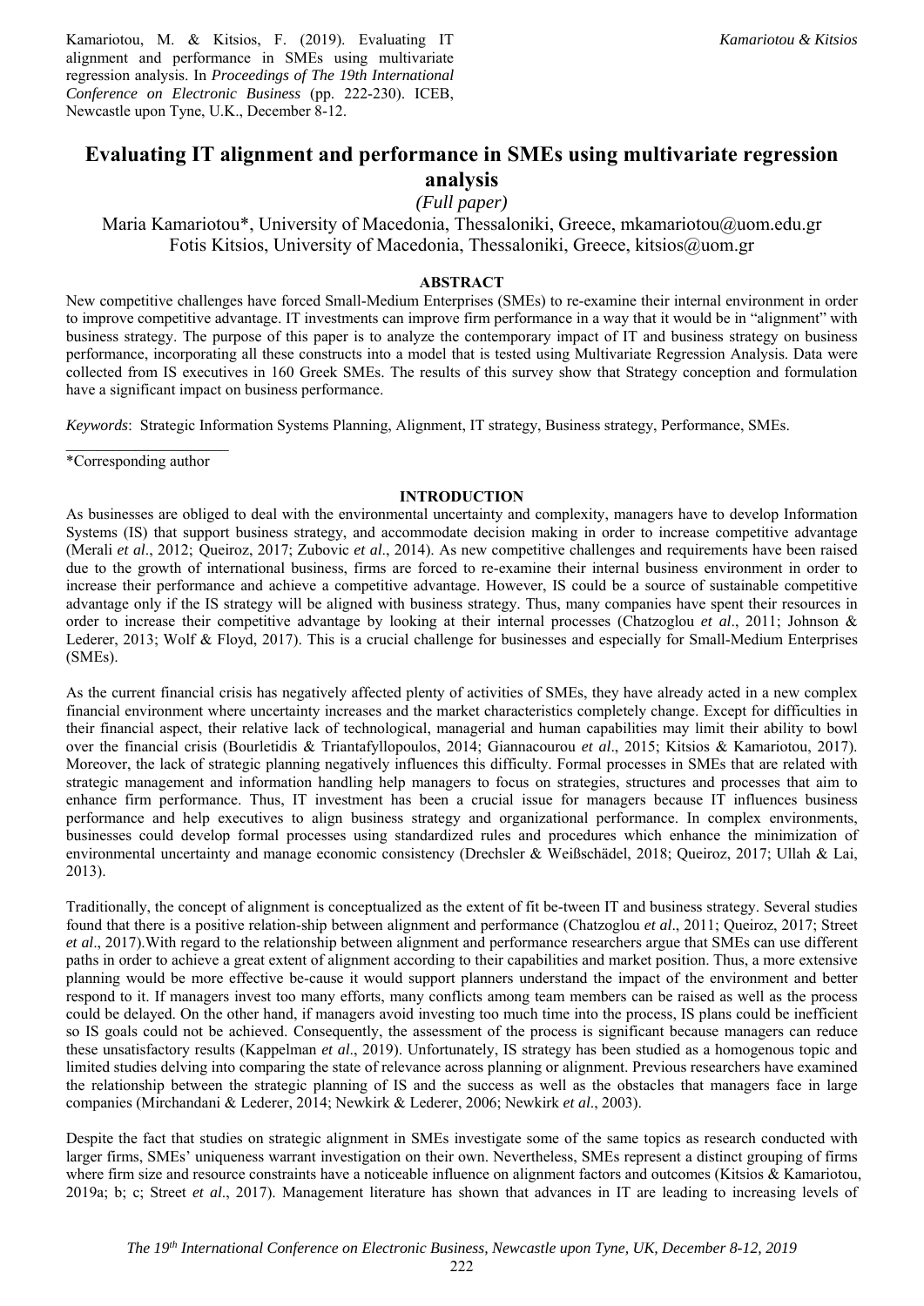Kamariotou, M. & Kitsios, F. (2019). Evaluating IT alignment and performance in SMEs using multivariate regression analysis. In *Proceedings of The 19th International Conference on Electronic Business* (pp. 222-230). ICEB, Newcastle upon Tyne, U.K., December 8-12.

# Evaluating IT alignment and performance in SMEs using multivariate regression analysis

*(Full paper)*

Maria Kamariotou*, University of Macedonia, Thessaloniki, Greece, mkamariotou@uom.edu.gr
Fotis Kitsios, University of Macedonia, Thessaloniki, Greece, kitsios@uom.gr

## ABSTRACT

New competitive challenges have forced Small-Medium Enterprises (SMEs) to re-examine their internal environment in order to improve competitive advantage. IT investments can improve firm performance in a way that it would be in "alignment" with business strategy. The purpose of this paper is to analyze the contemporary impact of IT and business strategy on business performance, incorporating all these constructs into a model that is tested using Multivariate Regression Analysis. Data were collected from IS executives in 160 Greek SMEs. The results of this survey show that Strategy conception and formulation have a significant impact on business performance.

*Keywords*: Strategic Information Systems Planning, Alignment, IT strategy, Business strategy, Performance, SMEs.

*Corresponding author

## INTRODUCTION

As businesses are obliged to deal with the environmental uncertainty and complexity, managers have to develop Information Systems (IS) that support business strategy, and accommodate decision making in order to increase competitive advantage (Merali *et al*., 2012; Queiroz, 2017; Zubovic *et al*., 2014). As new competitive challenges and requirements have been raised due to the growth of international business, firms are forced to re-examine their internal business environment in order to increase their performance and achieve a competitive advantage. However, IS could be a source of sustainable competitive advantage only if the IS strategy will be aligned with business strategy. Thus, many companies have spent their resources in order to increase their competitive advantage by looking at their internal processes (Chatzoglou *et al*., 2011; Johnson & Lederer, 2013; Wolf & Floyd, 2017). This is a crucial challenge for businesses and especially for Small-Medium Enterprises (SMEs).

As the current financial crisis has negatively affected plenty of activities of SMEs, they have already acted in a new complex financial environment where uncertainty increases and the market characteristics completely change. Except for difficulties in their financial aspect, their relative lack of technological, managerial and human capabilities may limit their ability to bowl over the financial crisis (Bourletidis & Triantafyllopoulos, 2014; Giannacourou *et al*., 2015; Kitsios & Kamariotou, 2017). Moreover, the lack of strategic planning negatively influences this difficulty. Formal processes in SMEs that are related with strategic management and information handling help managers to focus on strategies, structures and processes that aim to enhance firm performance. Thus, IT investment has been a crucial issue for managers because IT influences business performance and help executives to align business strategy and organizational performance. In complex environments, businesses could develop formal processes using standardized rules and procedures which enhance the minimization of environmental uncertainty and manage economic consistency (Drechsler & Weißschädel, 2018; Queiroz, 2017; Ullah & Lai, 2013).

Traditionally, the concept of alignment is conceptualized as the extent of fit be-tween IT and business strategy. Several studies found that there is a positive relation-ship between alignment and performance (Chatzoglou *et al*., 2011; Queiroz, 2017; Street *et al*., 2017).With regard to the relationship between alignment and performance researchers argue that SMEs can use different paths in order to achieve a great extent of alignment according to their capabilities and market position. Thus, a more extensive planning would be more effective be-cause it would support planners understand the impact of the environment and better respond to it. If managers invest too many efforts, many conflicts among team members can be raised as well as the process could be delayed. On the other hand, if managers avoid investing too much time into the process, IS plans could be inefficient so IS goals could not be achieved. Consequently, the assessment of the process is significant because managers can reduce these unsatisfactory results (Kappelman *et al*., 2019). Unfortunately, IS strategy has been studied as a homogenous topic and limited studies delving into comparing the state of relevance across planning or alignment. Previous researchers have examined the relationship between the strategic planning of IS and the success as well as the obstacles that managers face in large companies (Mirchandani & Lederer, 2014; Newkirk & Lederer, 2006; Newkirk *et al*., 2003).

Despite the fact that studies on strategic alignment in SMEs investigate some of the same topics as research conducted with larger firms, SMEs' uniqueness warrant investigation on their own. Nevertheless, SMEs represent a distinct grouping of firms where firm size and resource constraints have a noticeable influence on alignment factors and outcomes (Kitsios & Kamariotou, 2019a; b; c; Street *et al*., 2017). Management literature has shown that advances in IT are leading to increasing levels of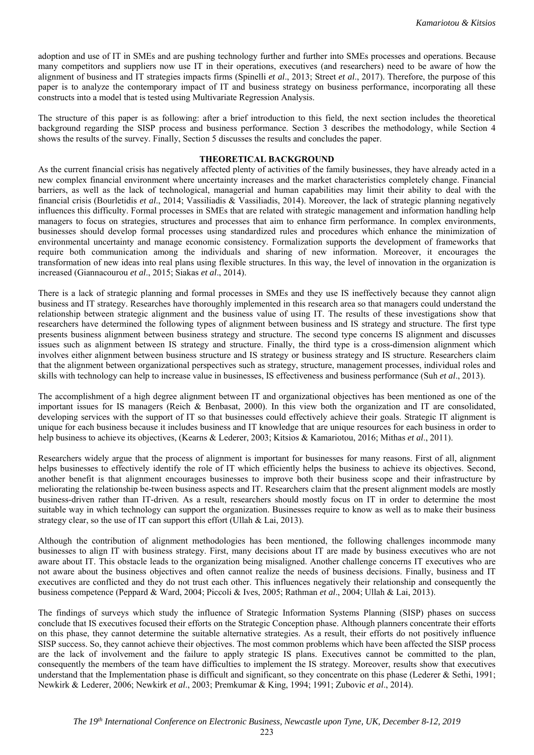adoption and use of IT in SMEs and are pushing technology further and further into SMEs processes and operations. Because many competitors and suppliers now use IT in their operations, executives (and researchers) need to be aware of how the alignment of business and IT strategies impacts firms (Spinelli *et al*., 2013; Street *et al*., 2017). Therefore, the purpose of this paper is to analyze the contemporary impact of IT and business strategy on business performance, incorporating all these constructs into a model that is tested using Multivariate Regression Analysis.

The structure of this paper is as following: after a brief introduction to this field, the next section includes the theoretical background regarding the SISP process and business performance. Section 3 describes the methodology, while Section 4 shows the results of the survey. Finally, Section 5 discusses the results and concludes the paper.

## THEORETICAL BACKGROUND

As the current financial crisis has negatively affected plenty of activities of the family businesses, they have already acted in a new complex financial environment where uncertainty increases and the market characteristics completely change. Financial barriers, as well as the lack of technological, managerial and human capabilities may limit their ability to deal with the financial crisis (Bourletidis *et al*., 2014; Vassiliadis & Vassiliadis, 2014). Moreover, the lack of strategic planning negatively influences this difficulty. Formal processes in SMEs that are related with strategic management and information handling help managers to focus on strategies, structures and processes that aim to enhance firm performance. In complex environments, businesses should develop formal processes using standardized rules and procedures which enhance the minimization of environmental uncertainty and manage economic consistency. Formalization supports the development of frameworks that require both communication among the individuals and sharing of new information. Moreover, it encourages the transformation of new ideas into real plans using flexible structures. In this way, the level of innovation in the organization is increased (Giannacourou *et al*., 2015; Siakas *et al*., 2014).

There is a lack of strategic planning and formal processes in SMEs and they use IS ineffectively because they cannot align business and IT strategy. Researches have thoroughly implemented in this research area so that managers could understand the relationship between strategic alignment and the business value of using IT. The results of these investigations show that researchers have determined the following types of alignment between business and IS strategy and structure. The first type presents business alignment between business strategy and structure. The second type concerns IS alignment and discusses issues such as alignment between IS strategy and structure. Finally, the third type is a cross-dimension alignment which involves either alignment between business structure and IS strategy or business strategy and IS structure. Researchers claim that the alignment between organizational perspectives such as strategy, structure, management processes, individual roles and skills with technology can help to increase value in businesses, IS effectiveness and business performance (Suh *et al*., 2013).

The accomplishment of a high degree alignment between IT and organizational objectives has been mentioned as one of the important issues for IS managers (Reich & Benbasat, 2000). In this view both the organization and IT are consolidated, developing services with the support of IT so that businesses could effectively achieve their goals. Strategic IT alignment is unique for each business because it includes business and IT knowledge that are unique resources for each business in order to help business to achieve its objectives, (Kearns & Lederer, 2003; Kitsios & Kamariotou, 2016; Mithas *et al*., 2011).

Researchers widely argue that the process of alignment is important for businesses for many reasons. First of all, alignment helps businesses to effectively identify the role of IT which efficiently helps the business to achieve its objectives. Second, another benefit is that alignment encourages businesses to improve both their business scope and their infrastructure by meliorating the relationship be-tween business aspects and IT. Researchers claim that the present alignment models are mostly business-driven rather than IT-driven. As a result, researchers should mostly focus on IT in order to determine the most suitable way in which technology can support the organization. Businesses require to know as well as to make their business strategy clear, so the use of IT can support this effort (Ullah & Lai, 2013).

Although the contribution of alignment methodologies has been mentioned, the following challenges incommode many businesses to align IT with business strategy. First, many decisions about IT are made by business executives who are not aware about IT. This obstacle leads to the organization being misaligned. Another challenge concerns IT executives who are not aware about the business objectives and often cannot realize the needs of business decisions. Finally, business and IT executives are conflicted and they do not trust each other. This influences negatively their relationship and consequently the business competence (Peppard & Ward, 2004; Piccoli & Ives, 2005; Rathman *et al*., 2004; Ullah & Lai, 2013).

The findings of surveys which study the influence of Strategic Information Systems Planning (SISP) phases on success conclude that IS executives focused their efforts on the Strategic Conception phase. Although planners concentrate their efforts on this phase, they cannot determine the suitable alternative strategies. As a result, their efforts do not positively influence SISP success. So, they cannot achieve their objectives. The most common problems which have been affected the SISP process are the lack of involvement and the failure to apply strategic IS plans. Executives cannot be committed to the plan, consequently the members of the team have difficulties to implement the IS strategy. Moreover, results show that executives understand that the Implementation phase is difficult and significant, so they concentrate on this phase (Lederer & Sethi, 1991; Newkirk & Lederer, 2006; Newkirk *et al*., 2003; Premkumar & King, 1994; 1991; Zubovic *et al*., 2014).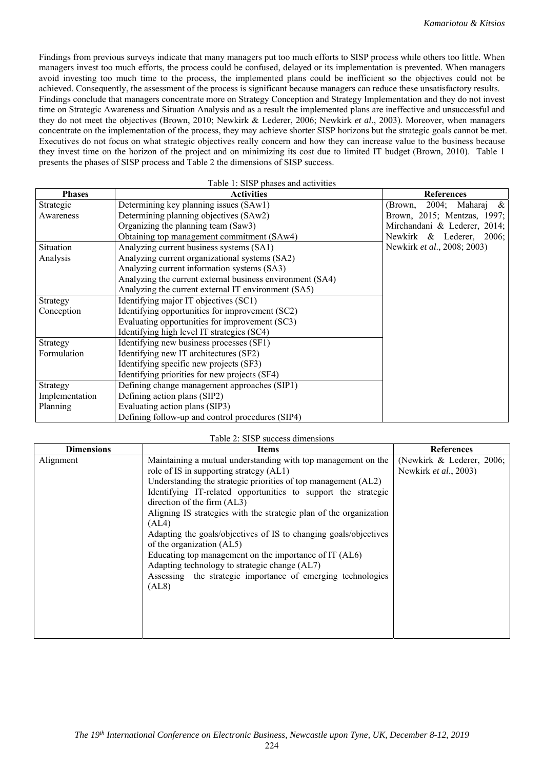Findings from previous surveys indicate that many managers put too much efforts to SISP process while others too little. When managers invest too much efforts, the process could be confused, delayed or its implementation is prevented. When managers avoid investing too much time to the process, the implemented plans could be inefficient so the objectives could not be achieved. Consequently, the assessment of the process is significant because managers can reduce these unsatisfactory results. Findings conclude that managers concentrate more on Strategy Conception and Strategy Implementation and they do not invest time on Strategic Awareness and Situation Analysis and as a result the implemented plans are ineffective and unsuccessful and they do not meet the objectives (Brown, 2010; Newkirk & Lederer, 2006; Newkirk *et al*., 2003). Moreover, when managers concentrate on the implementation of the process, they may achieve shorter SISP horizons but the strategic goals cannot be met. Executives do not focus on what strategic objectives really concern and how they can increase value to the business because they invest time on the horizon of the project and on minimizing its cost due to limited IT budget (Brown, 2010). Table 1 presents the phases of SISP process and Table 2 the dimensions of SISP success.

Table 1: SISP phases and activities

| Phases | Activities | References |
|---|---|---|
| Strategic Awareness | Determining key planning issues (SAw1) | (Brown, 2004; Maharaj & Brown, 2015; Mentzas, 1997; Mirchandani & Lederer, 2014; Newkirk & Lederer, 2006; Newkirk *et al*., 2008; 2003) |
| | Determining planning objectives (SAw2) | |
| | Organizing the planning team (Saw3) | |
| | Obtaining top management commitment (SAw4) | |
| Situation Analysis | Analyzing current business systems (SA1) | |
| | Analyzing current organizational systems (SA2) | |
| | Analyzing current information systems (SA3) | |
| | Analyzing the current external business environment (SA4) | |
| | Analyzing the current external IT environment (SA5) | |
| Strategy Conception | Identifying major IT objectives (SC1) | |
| | Identifying opportunities for improvement (SC2) | |
| | Evaluating opportunities for improvement (SC3) | |
| | Identifying high level IT strategies (SC4) | |
| Strategy Formulation | Identifying new business processes (SF1) | |
| | Identifying new IT architectures (SF2) | |
| | Identifying specific new projects (SF3) | |
| | Identifying priorities for new projects (SF4) | |
| Strategy Implementation Planning | Defining change management approaches (SIP1) | |
| | Defining action plans (SIP2) | |
| | Evaluating action plans (SIP3) | |
| | Defining follow-up and control procedures (SIP4) | |

Table 2: SISP success dimensions

| Dimensions | Items | References |
|---|---|---|
| Alignment | Maintaining a mutual understanding with top management on the role of IS in supporting strategy (AL1) | (Newkirk & Lederer, 2006; Newkirk *et al*., 2003) |
| | Understanding the strategic priorities of top management (AL2) | |
| | Identifying IT-related opportunities to support the strategic direction of the firm (AL3) | |
| | Aligning IS strategies with the strategic plan of the organization (AL4) | |
| | Adapting the goals/objectives of IS to changing goals/objectives of the organization (AL5) | |
| | Educating top management on the importance of IT (AL6) | |
| | Adapting technology to strategic change (AL7) | |
| | Assessing the strategic importance of emerging technologies (AL8) | |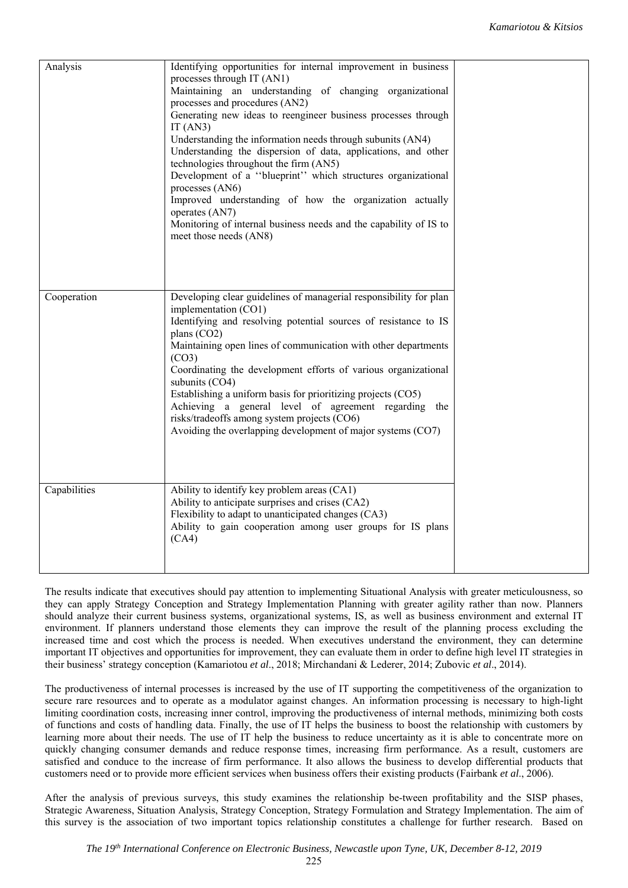| | | |
|---|---|---|
| Analysis | Identifying opportunities for internal improvement in business processes through IT (AN1)<br>Maintaining an understanding of changing organizational processes and procedures (AN2)<br>Generating new ideas to reengineer business processes through IT (AN3)<br>Understanding the information needs through subunits (AN4)<br>Understanding the dispersion of data, applications, and other technologies throughout the firm (AN5)<br>Development of a ''blueprint'' which structures organizational processes (AN6)<br>Improved understanding of how the organization actually operates (AN7)<br>Monitoring of internal business needs and the capability of IS to meet those needs (AN8) | |
| Cooperation | Developing clear guidelines of managerial responsibility for plan implementation (CO1)<br>Identifying and resolving potential sources of resistance to IS plans (CO2)<br>Maintaining open lines of communication with other departments (CO3)<br>Coordinating the development efforts of various organizational subunits (CO4)<br>Establishing a uniform basis for prioritizing projects (CO5)<br>Achieving a general level of agreement regarding the risks/tradeoffs among system projects (CO6)<br>Avoiding the overlapping development of major systems (CO7) | |
| Capabilities | Ability to identify key problem areas (CA1)<br>Ability to anticipate surprises and crises (CA2)<br>Flexibility to adapt to unanticipated changes (CA3)<br>Ability to gain cooperation among user groups for IS plans (CA4) | |

The results indicate that executives should pay attention to implementing Situational Analysis with greater meticulousness, so they can apply Strategy Conception and Strategy Implementation Planning with greater agility rather than now. Planners should analyze their current business systems, organizational systems, IS, as well as business environment and external IT environment. If planners understand those elements they can improve the result of the planning process excluding the increased time and cost which the process is needed. When executives understand the environment, they can determine important IT objectives and opportunities for improvement, they can evaluate them in order to define high level IT strategies in their business' strategy conception (Kamariotou *et al*., 2018; Mirchandani & Lederer, 2014; Zubovic *et al*., 2014).

The productiveness of internal processes is increased by the use of IT supporting the competitiveness of the organization to secure rare resources and to operate as a modulator against changes. An information processing is necessary to high-light limiting coordination costs, increasing inner control, improving the productiveness of internal methods, minimizing both costs of functions and costs of handling data. Finally, the use of IT helps the business to boost the relationship with customers by learning more about their needs. The use of IT help the business to reduce uncertainty as it is able to concentrate more on quickly changing consumer demands and reduce response times, increasing firm performance. As a result, customers are satisfied and conduce to the increase of firm performance. It also allows the business to develop differential products that customers need or to provide more efficient services when business offers their existing products (Fairbank *et al*., 2006).

After the analysis of previous surveys, this study examines the relationship be-tween profitability and the SISP phases, Strategic Awareness, Situation Analysis, Strategy Conception, Strategy Formulation and Strategy Implementation. The aim of this survey is the association of two important topics relationship constitutes a challenge for further research. Based on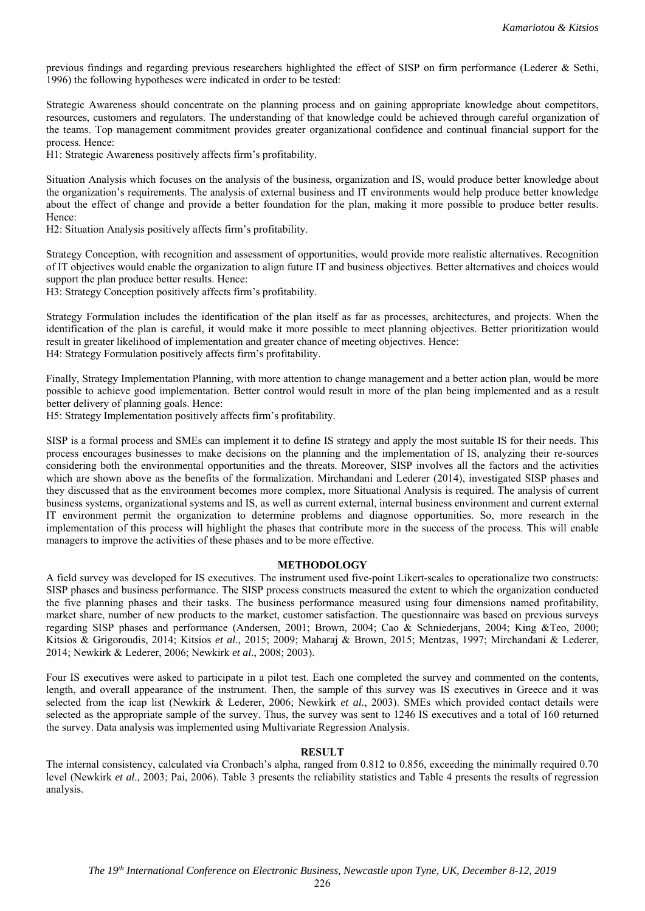previous findings and regarding previous researchers highlighted the effect of SISP on firm performance (Lederer & Sethi, 1996) the following hypotheses were indicated in order to be tested:

Strategic Awareness should concentrate on the planning process and on gaining appropriate knowledge about competitors, resources, customers and regulators. The understanding of that knowledge could be achieved through careful organization of the teams. Top management commitment provides greater organizational confidence and continual financial support for the process. Hence:

H1: Strategic Awareness positively affects firm's profitability.

Situation Analysis which focuses on the analysis of the business, organization and IS, would produce better knowledge about the organization's requirements. The analysis of external business and IT environments would help produce better knowledge about the effect of change and provide a better foundation for the plan, making it more possible to produce better results. Hence:

H2: Situation Analysis positively affects firm's profitability.

Strategy Conception, with recognition and assessment of opportunities, would provide more realistic alternatives. Recognition of IT objectives would enable the organization to align future IT and business objectives. Better alternatives and choices would support the plan produce better results. Hence:

H3: Strategy Conception positively affects firm's profitability.

Strategy Formulation includes the identification of the plan itself as far as processes, architectures, and projects. When the identification of the plan is careful, it would make it more possible to meet planning objectives. Better prioritization would result in greater likelihood of implementation and greater chance of meeting objectives. Hence:

H4: Strategy Formulation positively affects firm's profitability.

Finally, Strategy Implementation Planning, with more attention to change management and a better action plan, would be more possible to achieve good implementation. Better control would result in more of the plan being implemented and as a result better delivery of planning goals. Hence:

H5: Strategy Implementation positively affects firm's profitability.

SISP is a formal process and SMEs can implement it to define IS strategy and apply the most suitable IS for their needs. This process encourages businesses to make decisions on the planning and the implementation of IS, analyzing their re-sources considering both the environmental opportunities and the threats. Moreover, SISP involves all the factors and the activities which are shown above as the benefits of the formalization. Mirchandani and Lederer (2014), investigated SISP phases and they discussed that as the environment becomes more complex, more Situational Analysis is required. The analysis of current business systems, organizational systems and IS, as well as current external, internal business environment and current external IT environment permit the organization to determine problems and diagnose opportunities. So, more research in the implementation of this process will highlight the phases that contribute more in the success of the process. This will enable managers to improve the activities of these phases and to be more effective.

## METHODOLOGY

A field survey was developed for IS executives. The instrument used five-point Likert-scales to operationalize two constructs: SISP phases and business performance. The SISP process constructs measured the extent to which the organization conducted the five planning phases and their tasks. The business performance measured using four dimensions named profitability, market share, number of new products to the market, customer satisfaction. The questionnaire was based on previous surveys regarding SISP phases and performance (Andersen, 2001; Brown, 2004; Cao & Schniederjans, 2004; King &Teo, 2000; Kitsios & Grigoroudis, 2014; Kitsios *et al*., 2015; 2009; Maharaj & Brown, 2015; Mentzas, 1997; Mirchandani & Lederer, 2014; Newkirk & Lederer, 2006; Newkirk *et al*., 2008; 2003).

Four IS executives were asked to participate in a pilot test. Each one completed the survey and commented on the contents, length, and overall appearance of the instrument. Then, the sample of this survey was IS executives in Greece and it was selected from the icap list (Newkirk & Lederer, 2006; Newkirk *et al*., 2003). SMEs which provided contact details were selected as the appropriate sample of the survey. Thus, the survey was sent to 1246 IS executives and a total of 160 returned the survey. Data analysis was implemented using Multivariate Regression Analysis.

## RESULT

The internal consistency, calculated via Cronbach's alpha, ranged from 0.812 to 0.856, exceeding the minimally required 0.70 level (Newkirk *et al*., 2003; Pai, 2006). Table 3 presents the reliability statistics and Table 4 presents the results of regression analysis.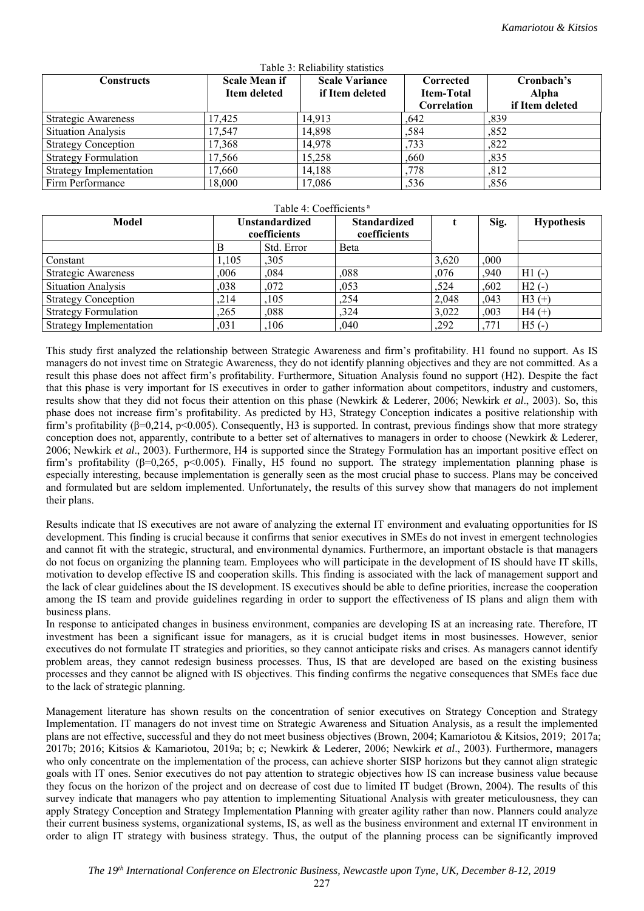Table 3: Reliability statistics

| Constructs | Scale Mean if Item deleted | Scale Variance if Item deleted | Corrected Item-Total Correlation | Cronbach's Alpha if Item deleted |
|---|---|---|---|---|
| Strategic Awareness | 17,425 | 14,913 | ,642 | ,839 |
| Situation Analysis | 17,547 | 14,898 | ,584 | ,852 |
| Strategy Conception | 17,368 | 14,978 | ,733 | ,822 |
| Strategy Formulation | 17,566 | 15,258 | ,660 | ,835 |
| Strategy Implementation | 17,660 | 14,188 | ,778 | ,812 |
| Firm Performance | 18,000 | 17,086 | ,536 | ,856 |

Table 4: Coefficients [a]

| Model | Unstandardized coefficients | | Standardized coefficients | t | Sig. | Hypothesis |
|---|---|---|---|---|---|---|
| | B | Std. Error | Beta | | | |
| Constant | 1,105 | ,305 | | 3,620 | ,000 | |
| Strategic Awareness | ,006 | ,084 | ,088 | ,076 | ,940 | H1 (-) |
| Situation Analysis | ,038 | ,072 | ,053 | ,524 | ,602 | H2 (-) |
| Strategy Conception | ,214 | ,105 | ,254 | 2,048 | ,043 | H3 (+) |
| Strategy Formulation | ,265 | ,088 | ,324 | 3,022 | ,003 | H4 (+) |
| Strategy Implementation | ,031 | ,106 | ,040 | ,292 | ,771 | H5 (-) |

This study first analyzed the relationship between Strategic Awareness and firm's profitability. H1 found no support. As IS managers do not invest time on Strategic Awareness, they do not identify planning objectives and they are not committed. As a result this phase does not affect firm's profitability. Furthermore, Situation Analysis found no support (H2). Despite the fact that this phase is very important for IS executives in order to gather information about competitors, industry and customers, results show that they did not focus their attention on this phase (Newkirk & Lederer, 2006; Newkirk *et al*., 2003). So, this phase does not increase firm's profitability. As predicted by H3, Strategy Conception indicates a positive relationship with firm's profitability ($\beta$=0,214, $p$<0.005). Consequently, H3 is supported. In contrast, previous findings show that more strategy conception does not, apparently, contribute to a better set of alternatives to managers in order to choose (Newkirk & Lederer, 2006; Newkirk *et al*., 2003). Furthermore, H4 is supported since the Strategy Formulation has an important positive effect on firm's profitability ($\beta$=0,265, $p$<0.005). Finally, H5 found no support. The strategy implementation planning phase is especially interesting, because implementation is generally seen as the most crucial phase to success. Plans may be conceived and formulated but are seldom implemented. Unfortunately, the results of this survey show that managers do not implement their plans.

Results indicate that IS executives are not aware of analyzing the external IT environment and evaluating opportunities for IS development. This finding is crucial because it confirms that senior executives in SMEs do not invest in emergent technologies and cannot fit with the strategic, structural, and environmental dynamics. Furthermore, an important obstacle is that managers do not focus on organizing the planning team. Employees who will participate in the development of IS should have IT skills, motivation to develop effective IS and cooperation skills. This finding is associated with the lack of management support and the lack of clear guidelines about the IS development. IS executives should be able to define priorities, increase the cooperation among the IS team and provide guidelines regarding in order to support the effectiveness of IS plans and align them with business plans.

In response to anticipated changes in business environment, companies are developing IS at an increasing rate. Therefore, IT investment has been a significant issue for managers, as it is crucial budget items in most businesses. However, senior executives do not formulate IT strategies and priorities, so they cannot anticipate risks and crises. As managers cannot identify problem areas, they cannot redesign business processes. Thus, IS that are developed are based on the existing business processes and they cannot be aligned with IS objectives. This finding confirms the negative consequences that SMEs face due to the lack of strategic planning.

Management literature has shown results on the concentration of senior executives on Strategy Conception and Strategy Implementation. IT managers do not invest time on Strategic Awareness and Situation Analysis, as a result the implemented plans are not effective, successful and they do not meet business objectives (Brown, 2004; Kamariotou & Kitsios, 2019; 2017a; 2017b; 2016; Kitsios & Kamariotou, 2019a; b; c; Newkirk & Lederer, 2006; Newkirk *et al*., 2003). Furthermore, managers who only concentrate on the implementation of the process, can achieve shorter SISP horizons but they cannot align strategic goals with IT ones. Senior executives do not pay attention to strategic objectives how IS can increase business value because they focus on the horizon of the project and on decrease of cost due to limited IT budget (Brown, 2004). The results of this survey indicate that managers who pay attention to implementing Situational Analysis with greater meticulousness, they can apply Strategy Conception and Strategy Implementation Planning with greater agility rather than now. Planners could analyze their current business systems, organizational systems, IS, as well as the business environment and external IT environment in order to align IT strategy with business strategy. Thus, the output of the planning process can be significantly improved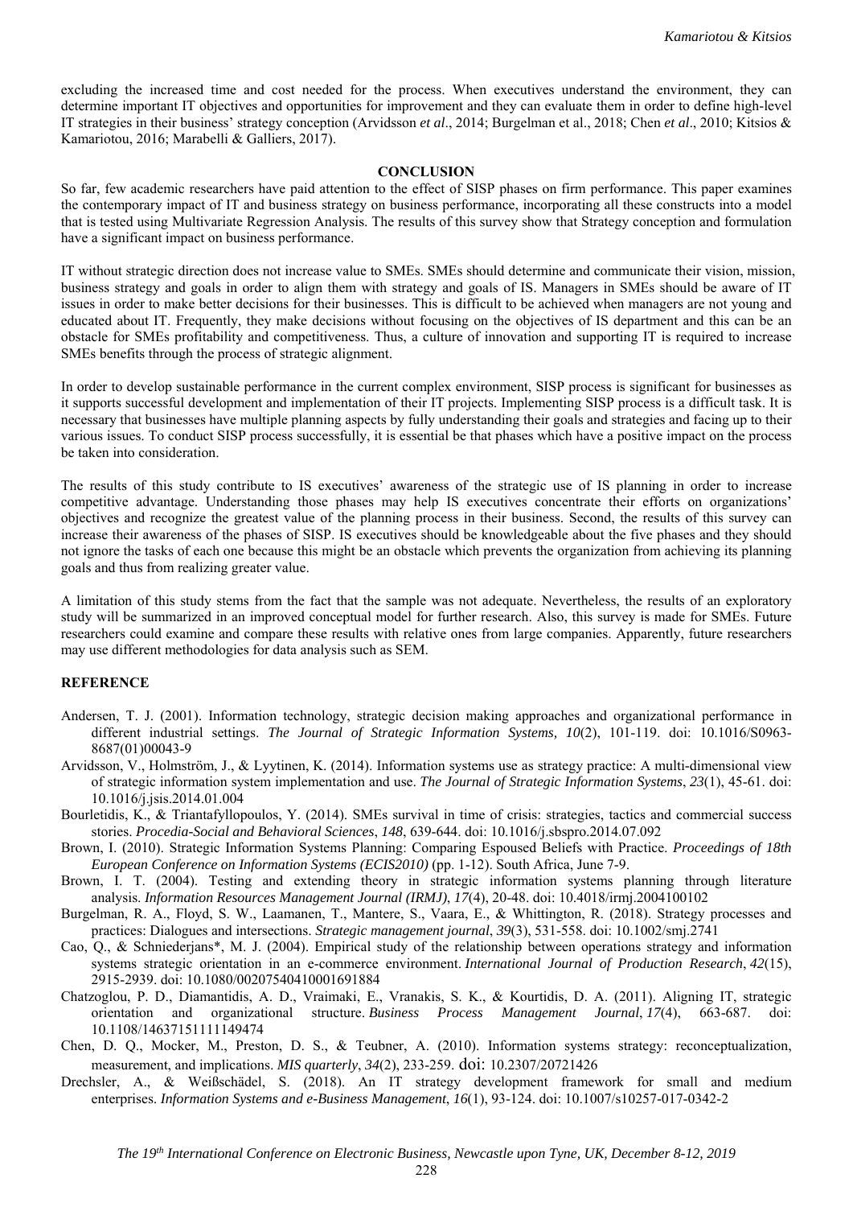excluding the increased time and cost needed for the process. When executives understand the environment, they can determine important IT objectives and opportunities for improvement and they can evaluate them in order to define high-level IT strategies in their business' strategy conception (Arvidsson *et al*., 2014; Burgelman et al., 2018; Chen *et al*., 2010; Kitsios & Kamariotou, 2016; Marabelli & Galliers, 2017).

## CONCLUSION

So far, few academic researchers have paid attention to the effect of SISP phases on firm performance. This paper examines the contemporary impact of IT and business strategy on business performance, incorporating all these constructs into a model that is tested using Multivariate Regression Analysis. The results of this survey show that Strategy conception and formulation have a significant impact on business performance.

IT without strategic direction does not increase value to SMEs. SMEs should determine and communicate their vision, mission, business strategy and goals in order to align them with strategy and goals of IS. Managers in SMEs should be aware of IT issues in order to make better decisions for their businesses. This is difficult to be achieved when managers are not young and educated about IT. Frequently, they make decisions without focusing on the objectives of IS department and this can be an obstacle for SMEs profitability and competitiveness. Thus, a culture of innovation and supporting IT is required to increase SMEs benefits through the process of strategic alignment.

In order to develop sustainable performance in the current complex environment, SISP process is significant for businesses as it supports successful development and implementation of their IT projects. Implementing SISP process is a difficult task. It is necessary that businesses have multiple planning aspects by fully understanding their goals and strategies and facing up to their various issues. To conduct SISP process successfully, it is essential be that phases which have a positive impact on the process be taken into consideration.

The results of this study contribute to IS executives' awareness of the strategic use of IS planning in order to increase competitive advantage. Understanding those phases may help IS executives concentrate their efforts on organizations' objectives and recognize the greatest value of the planning process in their business. Second, the results of this survey can increase their awareness of the phases of SISP. IS executives should be knowledgeable about the five phases and they should not ignore the tasks of each one because this might be an obstacle which prevents the organization from achieving its planning goals and thus from realizing greater value.

A limitation of this study stems from the fact that the sample was not adequate. Nevertheless, the results of an exploratory study will be summarized in an improved conceptual model for further research. Also, this survey is made for SMEs. Future researchers could examine and compare these results with relative ones from large companies. Apparently, future researchers may use different methodologies for data analysis such as SEM.

## REFERENCE

Andersen, T. J. (2001). Information technology, strategic decision making approaches and organizational performance in different industrial settings. *The Journal of Strategic Information Systems, 10*(2), 101-119. doi: 10.1016/S0963-8687(01)00043-9

Arvidsson, V., Holmström, J., & Lyytinen, K. (2014). Information systems use as strategy practice: A multi-dimensional view of strategic information system implementation and use. *The Journal of Strategic Information Systems*, *23*(1), 45-61. doi: 10.1016/j.jsis.2014.01.004

Bourletidis, K., & Triantafyllopoulos, Y. (2014). SMEs survival in time of crisis: strategies, tactics and commercial success stories. *Procedia-Social and Behavioral Sciences*, *148*, 639-644. doi: 10.1016/j.sbspro.2014.07.092

Brown, I. (2010). Strategic Information Systems Planning: Comparing Espoused Beliefs with Practice. *Proceedings of 18th European Conference on Information Systems (ECIS2010)* (pp. 1-12). South Africa, June 7-9.

Brown, I. T. (2004). Testing and extending theory in strategic information systems planning through literature analysis. *Information Resources Management Journal (IRMJ)*, *17*(4), 20-48. doi: 10.4018/irmj.2004100102

Burgelman, R. A., Floyd, S. W., Laamanen, T., Mantere, S., Vaara, E., & Whittington, R. (2018). Strategy processes and practices: Dialogues and intersections. *Strategic management journal*, *39*(3), 531-558. doi: 10.1002/smj.2741

Cao, Q., & Schniederjans*, M. J. (2004). Empirical study of the relationship between operations strategy and information systems strategic orientation in an e-commerce environment. *International Journal of Production Research*, *42*(15), 2915-2939. doi: 10.1080/00207540410001691884

Chatzoglou, P. D., Diamantidis, A. D., Vraimaki, E., Vranakis, S. K., & Kourtidis, D. A. (2011). Aligning IT, strategic orientation and organizational structure. *Business Process Management Journal*, *17*(4), 663-687. doi: 10.1108/14637151111149474

Chen, D. Q., Mocker, M., Preston, D. S., & Teubner, A. (2010). Information systems strategy: reconceptualization, measurement, and implications. *MIS quarterly*, *34*(2), 233-259. doi: 10.2307/20721426

Drechsler, A., & Weißschädel, S. (2018). An IT strategy development framework for small and medium enterprises. *Information Systems and e-Business Management*, *16*(1), 93-124. doi: 10.1007/s10257-017-0342-2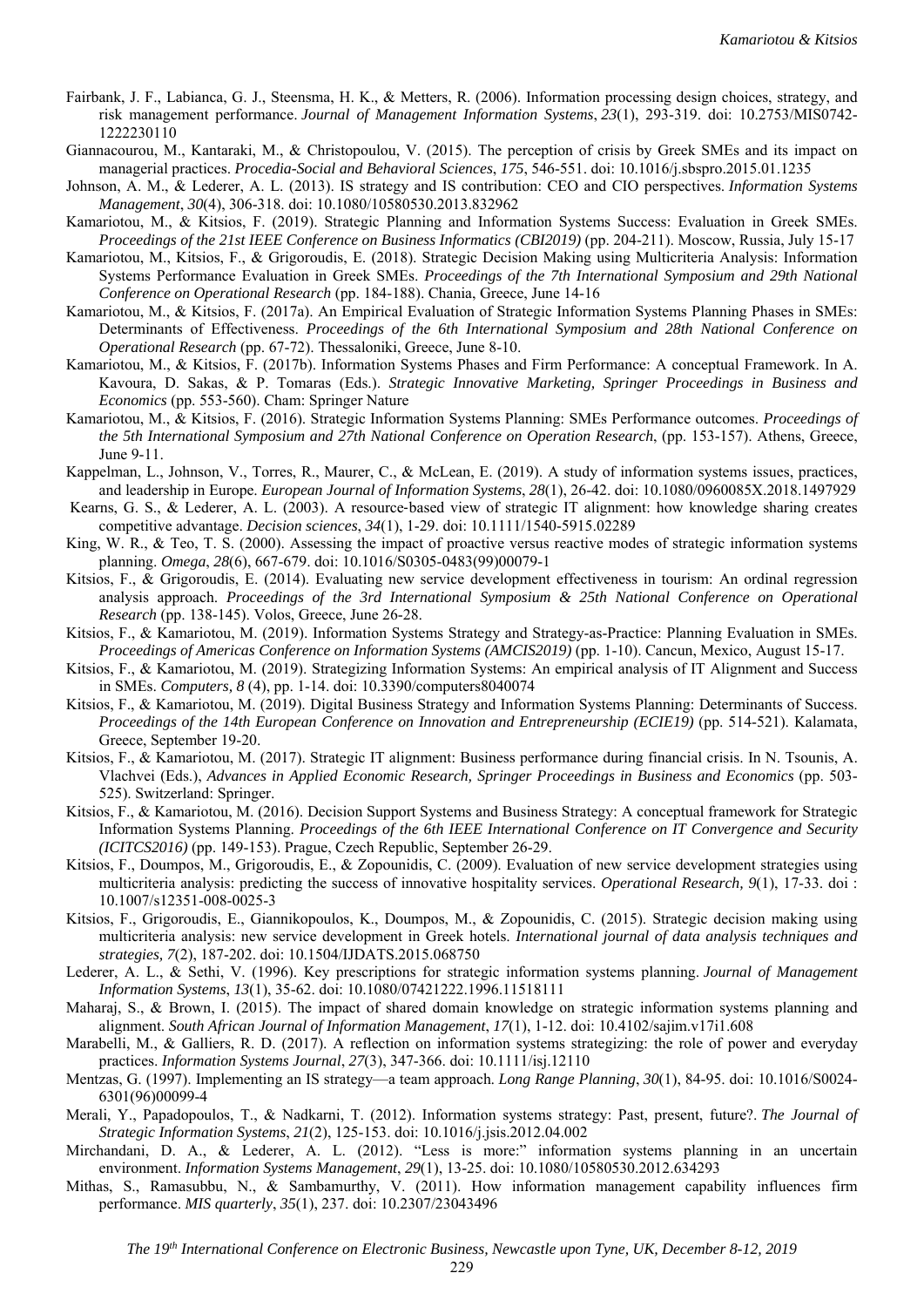Fairbank, J. F., Labianca, G. J., Steensma, H. K., & Metters, R. (2006). Information processing design choices, strategy, and risk management performance. *Journal of Management Information Systems*, *23*(1), 293-319. doi: 10.2753/MIS0742-1222230110

Giannacourou, M., Kantaraki, M., & Christopoulou, V. (2015). The perception of crisis by Greek SMEs and its impact on managerial practices. *Procedia-Social and Behavioral Sciences*, *175*, 546-551. doi: 10.1016/j.sbspro.2015.01.1235

Johnson, A. M., & Lederer, A. L. (2013). IS strategy and IS contribution: CEO and CIO perspectives. *Information Systems Management*, *30*(4), 306-318. doi: 10.1080/10580530.2013.832962

Kamariotou, M., & Kitsios, F. (2019). Strategic Planning and Information Systems Success: Evaluation in Greek SMEs. *Proceedings of the 21st IEEE Conference on Business Informatics (CBI2019)* (pp. 204-211). Moscow, Russia, July 15-17

Kamariotou, M., Kitsios, F., & Grigoroudis, E. (2018). Strategic Decision Making using Multicriteria Analysis: Information Systems Performance Evaluation in Greek SMEs. *Proceedings of the 7th International Symposium and 29th National Conference on Operational Research* (pp. 184-188). Chania, Greece, June 14-16

Kamariotou, M., & Kitsios, F. (2017a). An Empirical Evaluation of Strategic Information Systems Planning Phases in SMEs: Determinants of Effectiveness. *Proceedings of the 6th International Symposium and 28th National Conference on Operational Research* (pp. 67-72). Thessaloniki, Greece, June 8-10.

Kamariotou, M., & Kitsios, F. (2017b). Information Systems Phases and Firm Performance: A conceptual Framework. In A. Kavoura, D. Sakas, & P. Tomaras (Eds.). *Strategic Innovative Marketing, Springer Proceedings in Business and Economics* (pp. 553-560). Cham: Springer Nature

Kamariotou, M., & Kitsios, F. (2016). Strategic Information Systems Planning: SMEs Performance outcomes. *Proceedings of the 5th International Symposium and 27th National Conference on Operation Research*, (pp. 153-157). Athens, Greece, June 9-11.

Kappelman, L., Johnson, V., Torres, R., Maurer, C., & McLean, E. (2019). A study of information systems issues, practices, and leadership in Europe. *European Journal of Information Systems*, *28*(1), 26-42. doi: 10.1080/0960085X.2018.1497929

Kearns, G. S., & Lederer, A. L. (2003). A resource‐based view of strategic IT alignment: how knowledge sharing creates competitive advantage. *Decision sciences*, *34*(1), 1-29. doi: 10.1111/1540-5915.02289

King, W. R., & Teo, T. S. (2000). Assessing the impact of proactive versus reactive modes of strategic information systems planning. *Omega*, *28*(6), 667-679. doi: 10.1016/S0305-0483(99)00079-1

Kitsios, F., & Grigoroudis, E. (2014). Evaluating new service development effectiveness in tourism: An ordinal regression analysis approach. *Proceedings of the 3rd International Symposium & 25th National Conference on Operational Research* (pp. 138-145). Volos, Greece, June 26-28.

Kitsios, F., & Kamariotou, M. (2019). Information Systems Strategy and Strategy-as-Practice: Planning Evaluation in SMEs. *Proceedings of Americas Conference on Information Systems (AMCIS2019)* (pp. 1-10). Cancun, Mexico, August 15-17.

Kitsios, F., & Kamariotou, M. (2019). Strategizing Information Systems: An empirical analysis of IT Alignment and Success in SMEs. *Computers, 8* (4), pp. 1-14. doi: 10.3390/computers8040074

Kitsios, F., & Kamariotou, M. (2019). Digital Business Strategy and Information Systems Planning: Determinants of Success. *Proceedings of the 14th European Conference on Innovation and Entrepreneurship (ECIE19)* (pp. 514-521). Kalamata, Greece, September 19-20.

Kitsios, F., & Kamariotou, M. (2017). Strategic IT alignment: Business performance during financial crisis. In N. Tsounis, A. Vlachvei (Eds.), *Advances in Applied Economic Research, Springer Proceedings in Business and Economics* (pp. 503-525). Switzerland: Springer.

Kitsios, F., & Kamariotou, M. (2016). Decision Support Systems and Business Strategy: A conceptual framework for Strategic Information Systems Planning. *Proceedings of the 6th IEEE International Conference on IT Convergence and Security (ICITCS2016)* (pp. 149-153). Prague, Czech Republic, September 26-29.

Kitsios, F., Doumpos, M., Grigoroudis, E., & Zopounidis, C. (2009). Evaluation of new service development strategies using multicriteria analysis: predicting the success of innovative hospitality services. *Operational Research, 9*(1), 17-33. doi : 10.1007/s12351-008-0025-3

Kitsios, F., Grigoroudis, E., Giannikopoulos, K., Doumpos, M., & Zopounidis, C. (2015). Strategic decision making using multicriteria analysis: new service development in Greek hotels. *International journal of data analysis techniques and strategies, 7*(2), 187-202. doi: 10.1504/IJDATS.2015.068750

Lederer, A. L., & Sethi, V. (1996). Key prescriptions for strategic information systems planning. *Journal of Management Information Systems*, *13*(1), 35-62. doi: 10.1080/07421222.1996.11518111

Maharaj, S., & Brown, I. (2015). The impact of shared domain knowledge on strategic information systems planning and alignment. *South African Journal of Information Management*, *17*(1), 1-12. doi: 10.4102/sajim.v17i1.608

Marabelli, M., & Galliers, R. D. (2017). A reflection on information systems strategizing: the role of power and everyday practices. *Information Systems Journal*, *27*(3), 347-366. doi: 10.1111/isj.12110

Mentzas, G. (1997). Implementing an IS strategy—a team approach. *Long Range Planning*, *30*(1), 84-95. doi: 10.1016/S0024-6301(96)00099-4

Merali, Y., Papadopoulos, T., & Nadkarni, T. (2012). Information systems strategy: Past, present, future?. *The Journal of Strategic Information Systems*, *21*(2), 125-153. doi: 10.1016/j.jsis.2012.04.002

Mirchandani, D. A., & Lederer, A. L. (2012). "Less is more:" information systems planning in an uncertain environment. *Information Systems Management*, *29*(1), 13-25. doi: 10.1080/10580530.2012.634293

Mithas, S., Ramasubbu, N., & Sambamurthy, V. (2011). How information management capability influences firm performance. *MIS quarterly*, *35*(1), 237. doi: 10.2307/23043496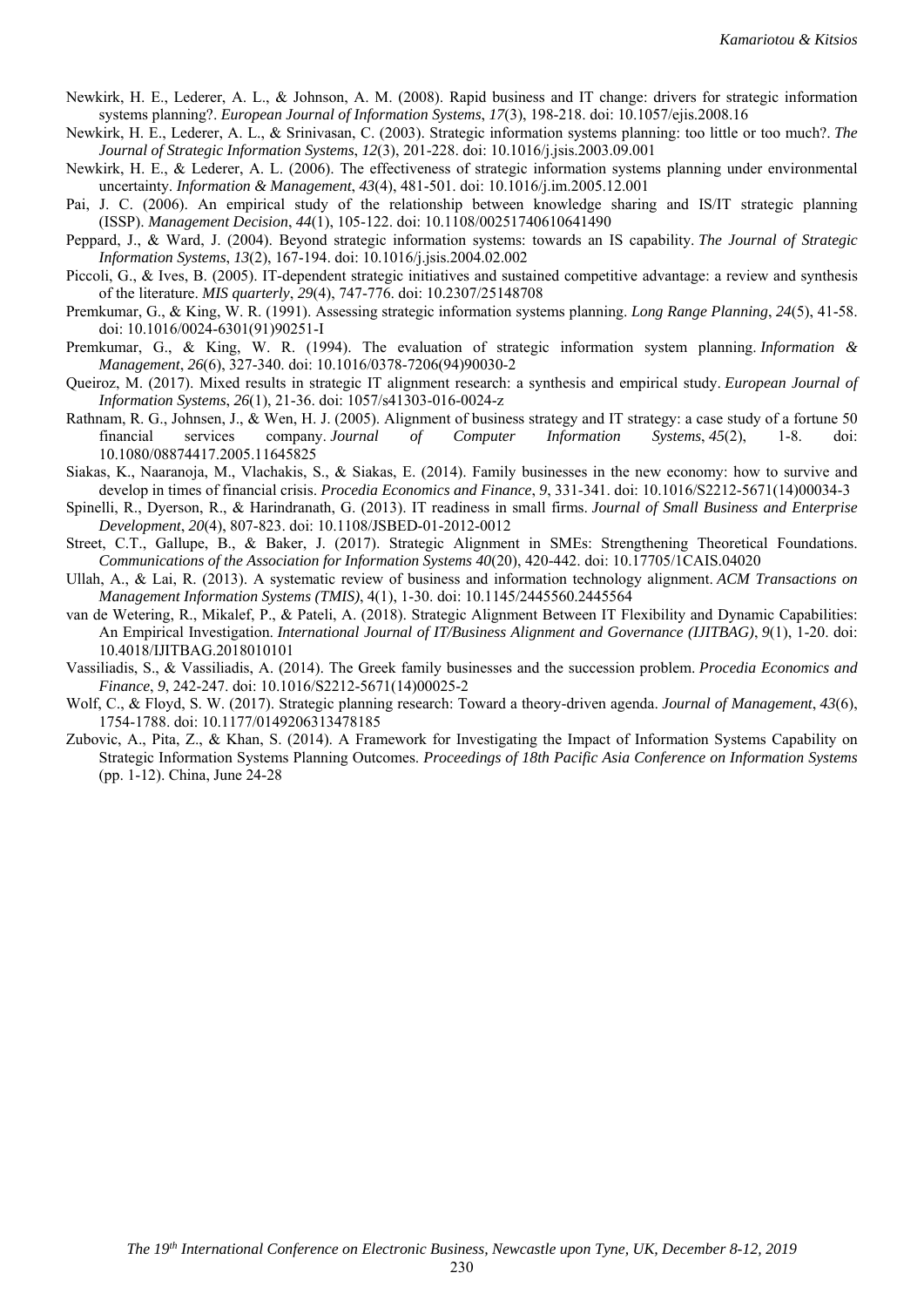Newkirk, H. E., Lederer, A. L., & Johnson, A. M. (2008). Rapid business and IT change: drivers for strategic information systems planning?. *European Journal of Information Systems*, *17*(3), 198-218. doi: 10.1057/ejis.2008.16

Newkirk, H. E., Lederer, A. L., & Srinivasan, C. (2003). Strategic information systems planning: too little or too much?. *The Journal of Strategic Information Systems*, *12*(3), 201-228. doi: 10.1016/j.jsis.2003.09.001

Newkirk, H. E., & Lederer, A. L. (2006). The effectiveness of strategic information systems planning under environmental uncertainty. *Information & Management*, *43*(4), 481-501. doi: 10.1016/j.im.2005.12.001

Pai, J. C. (2006). An empirical study of the relationship between knowledge sharing and IS/IT strategic planning (ISSP). *Management Decision*, *44*(1), 105-122. doi: 10.1108/00251740610641490

Peppard, J., & Ward, J. (2004). Beyond strategic information systems: towards an IS capability. *The Journal of Strategic Information Systems*, *13*(2), 167-194. doi: 10.1016/j.jsis.2004.02.002

Piccoli, G., & Ives, B. (2005). IT-dependent strategic initiatives and sustained competitive advantage: a review and synthesis of the literature. *MIS quarterly*, *29*(4), 747-776. doi: 10.2307/25148708

Premkumar, G., & King, W. R. (1991). Assessing strategic information systems planning. *Long Range Planning*, *24*(5), 41-58. doi: 10.1016/0024-6301(91)90251-I

Premkumar, G., & King, W. R. (1994). The evaluation of strategic information system planning. *Information & Management*, *26*(6), 327-340. doi: 10.1016/0378-7206(94)90030-2

Queiroz, M. (2017). Mixed results in strategic IT alignment research: a synthesis and empirical study. *European Journal of Information Systems*, *26*(1), 21-36. doi: 1057/s41303-016-0024-z

Rathnam, R. G., Johnsen, J., & Wen, H. J. (2005). Alignment of business strategy and IT strategy: a case study of a fortune 50 financial services company. *Journal of Computer Information Systems*, *45*(2), 1-8. doi: 10.1080/08874417.2005.11645825

Siakas, K., Naaranoja, M., Vlachakis, S., & Siakas, E. (2014). Family businesses in the new economy: how to survive and develop in times of financial crisis. *Procedia Economics and Finance*, *9*, 331-341. doi: 10.1016/S2212-5671(14)00034-3

Spinelli, R., Dyerson, R., & Harindranath, G. (2013). IT readiness in small firms. *Journal of Small Business and Enterprise Development*, *20*(4), 807-823. doi: 10.1108/JSBED-01-2012-0012

Street, C.T., Gallupe, B., & Baker, J. (2017). Strategic Alignment in SMEs: Strengthening Theoretical Foundations. *Communications of the Association for Information Systems 40*(20), 420-442. doi: 10.17705/1CAIS.04020

Ullah, A., & Lai, R. (2013). A systematic review of business and information technology alignment. *ACM Transactions on Management Information Systems (TMIS)*, 4(1), 1-30. doi: 10.1145/2445560.2445564

van de Wetering, R., Mikalef, P., & Pateli, A. (2018). Strategic Alignment Between IT Flexibility and Dynamic Capabilities: An Empirical Investigation. *International Journal of IT/Business Alignment and Governance (IJITBAG)*, *9*(1), 1-20. doi: 10.4018/IJITBAG.2018010101

Vassiliadis, S., & Vassiliadis, A. (2014). The Greek family businesses and the succession problem. *Procedia Economics and Finance*, *9*, 242-247. doi: 10.1016/S2212-5671(14)00025-2

Wolf, C., & Floyd, S. W. (2017). Strategic planning research: Toward a theory-driven agenda. *Journal of Management*, *43*(6), 1754-1788. doi: 10.1177/0149206313478185

Zubovic, A., Pita, Z., & Khan, S. (2014). A Framework for Investigating the Impact of Information Systems Capability on Strategic Information Systems Planning Outcomes. *Proceedings of 18th Pacific Asia Conference on Information Systems* (pp. 1-12). China, June 24-28